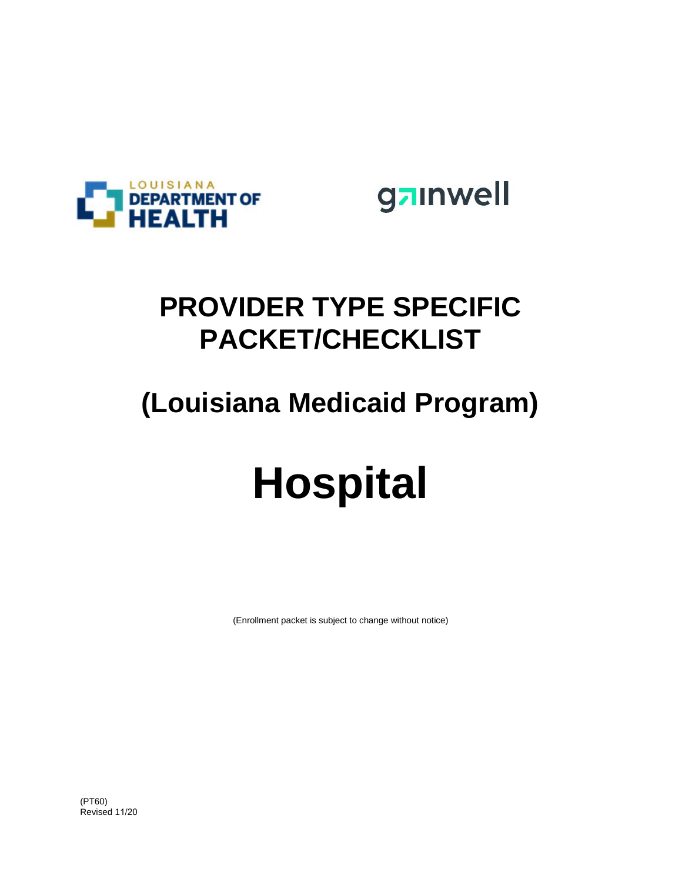LOUISIANA DEPARTMENT OF HEALTH

gainwell

# PROVIDER TYPE SPECIFIC PACKET/CHECKLIST

## (Louisiana Medicaid Program)

# Hospital

(Enrollment packet is subject to change without notice)

(PT60)
Revised 11/20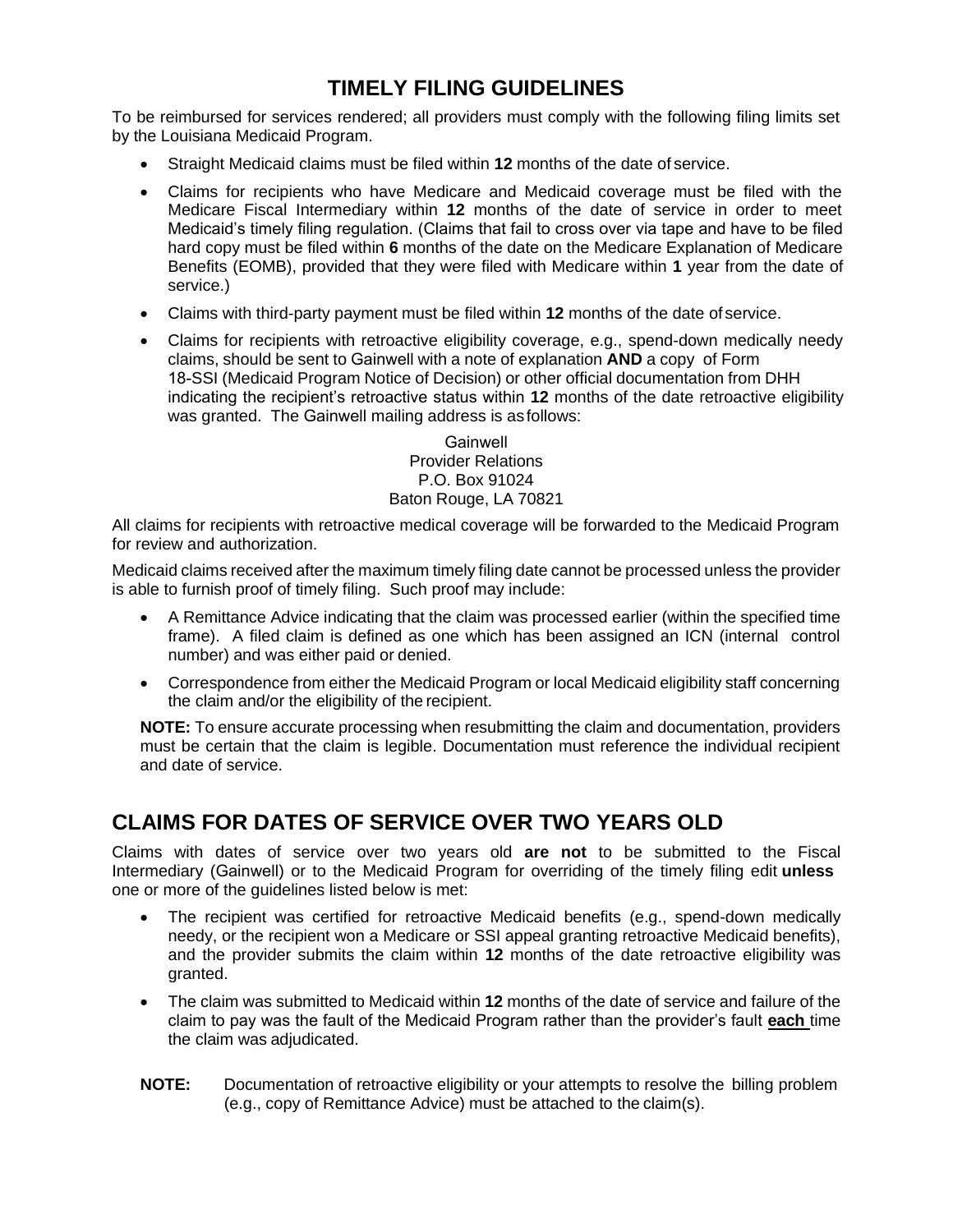## TIMELY FILING GUIDELINES

To be reimbursed for services rendered; all providers must comply with the following filing limits set by the Louisiana Medicaid Program.

- Straight Medicaid claims must be filed within **12** months of the date of service.
- Claims for recipients who have Medicare and Medicaid coverage must be filed with the Medicare Fiscal Intermediary within **12** months of the date of service in order to meet Medicaid's timely filing regulation. (Claims that fail to cross over via tape and have to be filed hard copy must be filed within **6** months of the date on the Medicare Explanation of Medicare Benefits (EOMB), provided that they were filed with Medicare within **1** year from the date of service.)
- Claims with third-party payment must be filed within **12** months of the date of service.
- Claims for recipients with retroactive eligibility coverage, e.g., spend-down medically needy claims, should be sent to Gainwell with a note of explanation **AND** a copy of Form 18-SSI (Medicaid Program Notice of Decision) or other official documentation from DHH indicating the recipient's retroactive status within **12** months of the date retroactive eligibility was granted. The Gainwell mailing address is as follows:

  Gainwell
  Provider Relations
  P.O. Box 91024
  Baton Rouge, LA 70821

All claims for recipients with retroactive medical coverage will be forwarded to the Medicaid Program for review and authorization.

Medicaid claims received after the maximum timely filing date cannot be processed unless the provider is able to furnish proof of timely filing. Such proof may include:

- A Remittance Advice indicating that the claim was processed earlier (within the specified time frame). A filed claim is defined as one which has been assigned an ICN (internal control number) and was either paid or denied.
- Correspondence from either the Medicaid Program or local Medicaid eligibility staff concerning the claim and/or the eligibility of the recipient.

**NOTE:** To ensure accurate processing when resubmitting the claim and documentation, providers must be certain that the claim is legible. Documentation must reference the individual recipient and date of service.

## CLAIMS FOR DATES OF SERVICE OVER TWO YEARS OLD

Claims with dates of service over two years old **are not** to be submitted to the Fiscal Intermediary (Gainwell) or to the Medicaid Program for overriding of the timely filing edit **unless** one or more of the guidelines listed below is met:

- The recipient was certified for retroactive Medicaid benefits (e.g., spend-down medically needy, or the recipient won a Medicare or SSI appeal granting retroactive Medicaid benefits), and the provider submits the claim within **12** months of the date retroactive eligibility was granted.
- The claim was submitted to Medicaid within **12** months of the date of service and failure of the claim to pay was the fault of the Medicaid Program rather than the provider's fault **each** time the claim was adjudicated.

**NOTE:** Documentation of retroactive eligibility or your attempts to resolve the billing problem (e.g., copy of Remittance Advice) must be attached to the claim(s).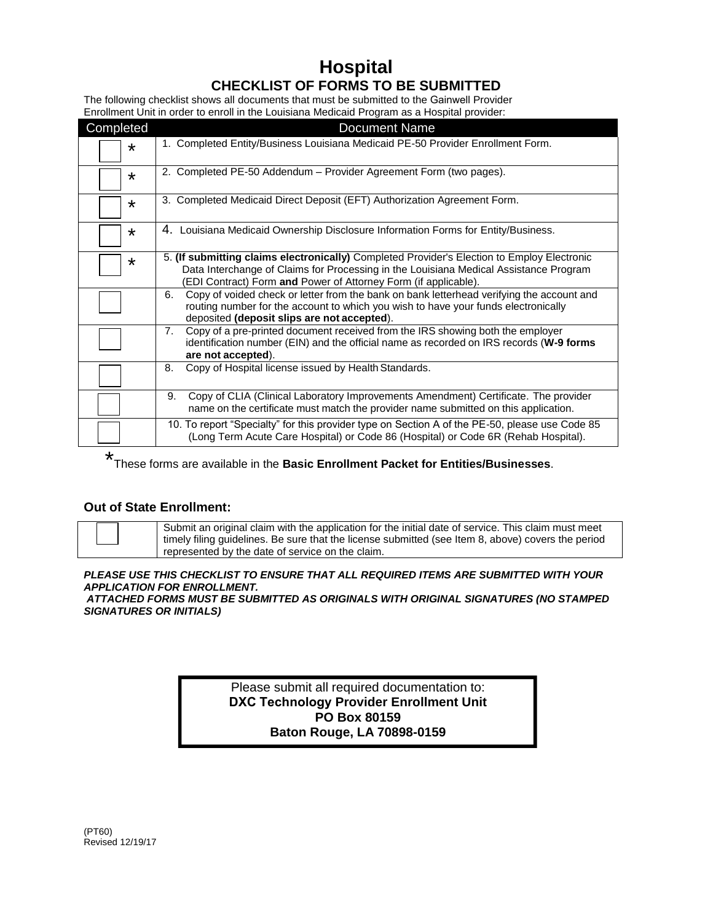# Hospital

## CHECKLIST OF FORMS TO BE SUBMITTED

The following checklist shows all documents that must be submitted to the Gainwell Provider Enrollment Unit in order to enroll in the Louisiana Medicaid Program as a Hospital provider:

| Completed | Document Name |
|---|---|
| ☐ * | 1. Completed Entity/Business Louisiana Medicaid PE-50 Provider Enrollment Form. |
| ☐ * | 2. Completed PE-50 Addendum – Provider Agreement Form (two pages). |
| ☐ * | 3. Completed Medicaid Direct Deposit (EFT) Authorization Agreement Form. |
| ☐ * | 4. Louisiana Medicaid Ownership Disclosure Information Forms for Entity/Business. |
| ☐ * | 5. **(If submitting claims electronically)** Completed Provider's Election to Employ Electronic Data Interchange of Claims for Processing in the Louisiana Medical Assistance Program (EDI Contract) Form **and** Power of Attorney Form (if applicable). |
| ☐ | 6. Copy of voided check or letter from the bank on bank letterhead verifying the account and routing number for the account to which you wish to have your funds electronically deposited **(deposit slips are not accepted)**. |
| ☐ | 7. Copy of a pre-printed document received from the IRS showing both the employer identification number (EIN) and the official name as recorded on IRS records (**W-9 forms are not accepted**). |
| ☐ | 8. Copy of Hospital license issued by Health Standards. |
| ☐ | 9. Copy of CLIA (Clinical Laboratory Improvements Amendment) Certificate. The provider name on the certificate must match the provider name submitted on this application. |
| ☐ | 10. To report "Specialty" for this provider type on Section A of the PE-50, please use Code 85 (Long Term Acute Care Hospital) or Code 86 (Hospital) or Code 6R (Rehab Hospital). |

*These forms are available in the **Basic Enrollment Packet for Entities/Businesses**.

### Out of State Enrollment:

| | |
|---|---|
| ☐ | Submit an original claim with the application for the initial date of service. This claim must meet timely filing guidelines. Be sure that the license submitted (see Item 8, above) covers the period represented by the date of service on the claim. |

***PLEASE USE THIS CHECKLIST TO ENSURE THAT ALL REQUIRED ITEMS ARE SUBMITTED WITH YOUR APPLICATION FOR ENROLLMENT.***

***ATTACHED FORMS MUST BE SUBMITTED AS ORIGINALS WITH ORIGINAL SIGNATURES (NO STAMPED SIGNATURES OR INITIALS)***

Please submit all required documentation to:
**DXC Technology Provider Enrollment Unit**
**PO Box 80159**
**Baton Rouge, LA 70898-0159**

(PT60)
Revised 12/19/17